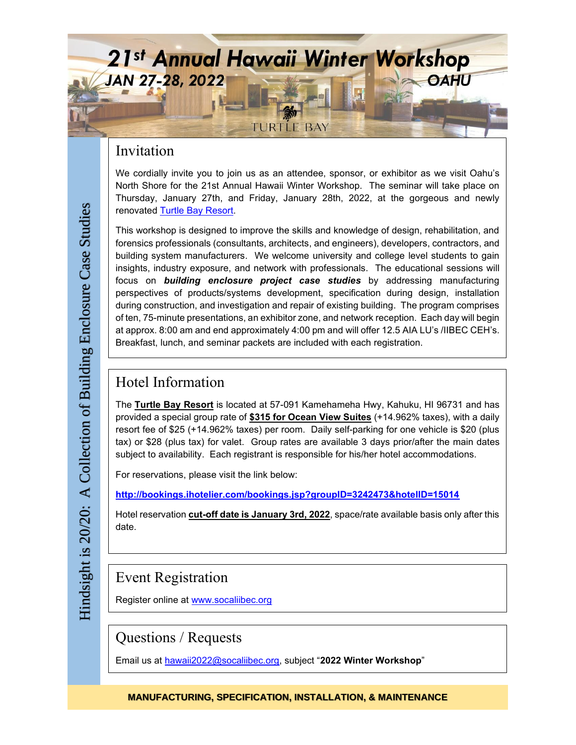# 21st Annual Hawaii Winter Workshop

**JAN 27-28, 2022** **OAHU**

TURTLE BAY

Hindsight is 20/20: A Collection of Building Enclosure Case Studies

## Invitation

We cordially invite you to join us as an attendee, sponsor, or exhibitor as we visit Oahu's North Shore for the 21st Annual Hawaii Winter Workshop. The seminar will take place on Thursday, January 27th, and Friday, January 28th, 2022, at the gorgeous and newly renovated Turtle Bay Resort.

This workshop is designed to improve the skills and knowledge of design, rehabilitation, and forensics professionals (consultants, architects, and engineers), developers, contractors, and building system manufacturers. We welcome university and college level students to gain insights, industry exposure, and network with professionals. The educational sessions will focus on ***building enclosure project case studies*** by addressing manufacturing perspectives of products/systems development, specification during design, installation during construction, and investigation and repair of existing building. The program comprises of ten, 75-minute presentations, an exhibitor zone, and network reception. Each day will begin at approx. 8:00 am and end approximately 4:00 pm and will offer 12.5 AIA LU's /IIBEC CEH's. Breakfast, lunch, and seminar packets are included with each registration.

## Hotel Information

The **Turtle Bay Resort** is located at 57-091 Kamehameha Hwy, Kahuku, HI 96731 and has provided a special group rate of **$315 for Ocean View Suites** (+14.962% taxes), with a daily resort fee of $25 (+14.962% taxes) per room. Daily self-parking for one vehicle is $20 (plus tax) or $28 (plus tax) for valet. Group rates are available 3 days prior/after the main dates subject to availability. Each registrant is responsible for his/her hotel accommodations.

For reservations, please visit the link below:

**http://bookings.ihotelier.com/bookings.jsp?groupID=3242473&hotelID=15014**

Hotel reservation **cut-off date is January 3rd, 2022**, space/rate available basis only after this date.

## Event Registration

Register online at www.socaliibec.org

## Questions / Requests

Email us at hawaii2022@socaliibec.org, subject "**2022 Winter Workshop**"

**MANUFACTURING, SPECIFICATION, INSTALLATION, & MAINTENANCE**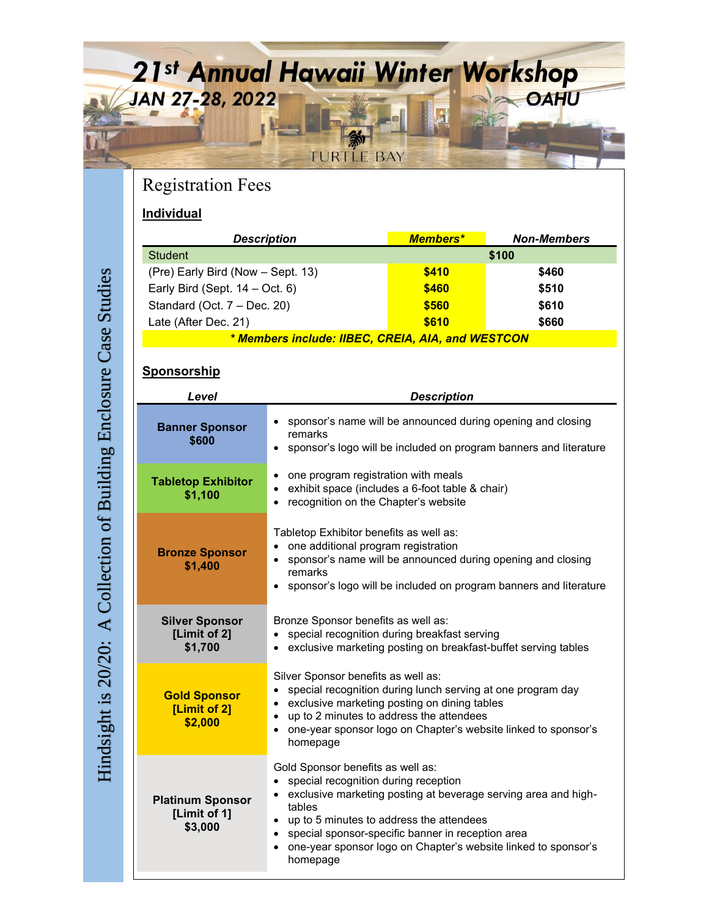# 21st Annual Hawaii Winter Workshop

JAN 27-28, 2022 OAHU

TURTLE BAY

Hindsight is 20/20: A Collection of Building Enclosure Case Studies

## Registration Fees

### Individual

| *Description* | *Members\** | *Non-Members* |
|---|---|---|
| Student | $100 | |
| (Pre) Early Bird (Now – Sept. 13) | $410 | $460 |
| Early Bird (Sept. 14 – Oct. 6) | $460 | $510 |
| Standard (Oct. 7 – Dec. 20) | $560 | $610 |
| Late (After Dec. 21) | $610 | $660 |

***\* Members include: IIBEC, CREIA, AIA, and WESTCON***

### Sponsorship

| *Level* | *Description* |
|---|---|
| **Banner Sponsor $600** | • sponsor's name will be announced during opening and closing remarks<br>• sponsor's logo will be included on program banners and literature |
| **Tabletop Exhibitor $1,100** | • one program registration with meals<br>• exhibit space (includes a 6-foot table & chair)<br>• recognition on the Chapter's website |
| **Bronze Sponsor $1,400** | Tabletop Exhibitor benefits as well as:<br>• one additional program registration<br>• sponsor's name will be announced during opening and closing remarks<br>• sponsor's logo will be included on program banners and literature |
| **Silver Sponsor [Limit of 2] $1,700** | Bronze Sponsor benefits as well as:<br>• special recognition during breakfast serving<br>• exclusive marketing posting on breakfast-buffet serving tables |
| **Gold Sponsor [Limit of 2] $2,000** | Silver Sponsor benefits as well as:<br>• special recognition during lunch serving at one program day<br>• exclusive marketing posting on dining tables<br>• up to 2 minutes to address the attendees<br>• one-year sponsor logo on Chapter's website linked to sponsor's homepage |
| **Platinum Sponsor [Limit of 1] $3,000** | Gold Sponsor benefits as well as:<br>• special recognition during reception<br>• exclusive marketing posting at beverage serving area and high-tables<br>• up to 5 minutes to address the attendees<br>• special sponsor-specific banner in reception area<br>• one-year sponsor logo on Chapter's website linked to sponsor's homepage |